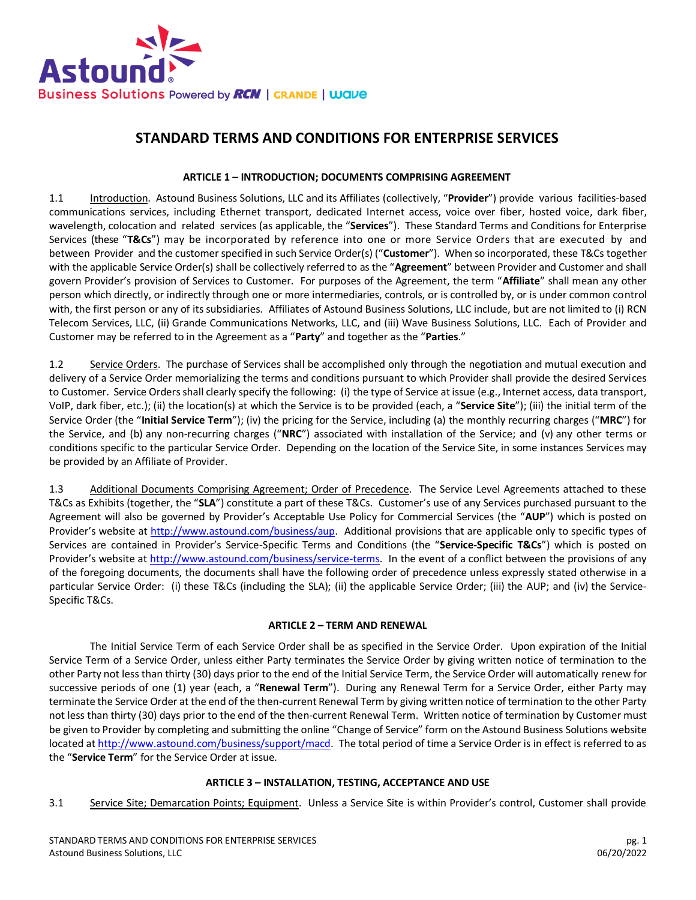# STANDARD TERMS AND CONDITIONS FOR ENTERPRISE SERVICES

## ARTICLE 1 – INTRODUCTION; DOCUMENTS COMPRISING AGREEMENT

1.1 Introduction. Astound Business Solutions, LLC and its Affiliates (collectively, "**Provider**") provide various facilities-based communications services, including Ethernet transport, dedicated Internet access, voice over fiber, hosted voice, dark fiber, wavelength, colocation and related services (as applicable, the "**Services**"). These Standard Terms and Conditions for Enterprise Services (these "**T&Cs**") may be incorporated by reference into one or more Service Orders that are executed by and between Provider and the customer specified in such Service Order(s) ("**Customer**"). When so incorporated, these T&Cs together with the applicable Service Order(s) shall be collectively referred to as the "**Agreement**" between Provider and Customer and shall govern Provider's provision of Services to Customer. For purposes of the Agreement, the term "**Affiliate**" shall mean any other person which directly, or indirectly through one or more intermediaries, controls, or is controlled by, or is under common control with, the first person or any of its subsidiaries. Affiliates of Astound Business Solutions, LLC include, but are not limited to (i) RCN Telecom Services, LLC, (ii) Grande Communications Networks, LLC, and (iii) Wave Business Solutions, LLC. Each of Provider and Customer may be referred to in the Agreement as a "**Party**" and together as the "**Parties**."

1.2 Service Orders. The purchase of Services shall be accomplished only through the negotiation and mutual execution and delivery of a Service Order memorializing the terms and conditions pursuant to which Provider shall provide the desired Services to Customer. Service Orders shall clearly specify the following: (i) the type of Service at issue (e.g., Internet access, data transport, VoIP, dark fiber, etc.); (ii) the location(s) at which the Service is to be provided (each, a "**Service Site**"); (iii) the initial term of the Service Order (the "**Initial Service Term**"); (iv) the pricing for the Service, including (a) the monthly recurring charges ("**MRC**") for the Service, and (b) any non-recurring charges ("**NRC**") associated with installation of the Service; and (v) any other terms or conditions specific to the particular Service Order. Depending on the location of the Service Site, in some instances Services may be provided by an Affiliate of Provider.

1.3 Additional Documents Comprising Agreement; Order of Precedence. The Service Level Agreements attached to these T&Cs as Exhibits (together, the "**SLA**") constitute a part of these T&Cs. Customer's use of any Services purchased pursuant to the Agreement will also be governed by Provider's Acceptable Use Policy for Commercial Services (the "**AUP**") which is posted on Provider's website at http://www.astound.com/business/aup. Additional provisions that are applicable only to specific types of Services are contained in Provider's Service-Specific Terms and Conditions (the "**Service-Specific T&Cs**") which is posted on Provider's website at http://www.astound.com/business/service-terms. In the event of a conflict between the provisions of any of the foregoing documents, the documents shall have the following order of precedence unless expressly stated otherwise in a particular Service Order: (i) these T&Cs (including the SLA); (ii) the applicable Service Order; (iii) the AUP; and (iv) the Service-Specific T&Cs.

## ARTICLE 2 – TERM AND RENEWAL

The Initial Service Term of each Service Order shall be as specified in the Service Order. Upon expiration of the Initial Service Term of a Service Order, unless either Party terminates the Service Order by giving written notice of termination to the other Party not less than thirty (30) days prior to the end of the Initial Service Term, the Service Order will automatically renew for successive periods of one (1) year (each, a "**Renewal Term**"). During any Renewal Term for a Service Order, either Party may terminate the Service Order at the end of the then-current Renewal Term by giving written notice of termination to the other Party not less than thirty (30) days prior to the end of the then-current Renewal Term. Written notice of termination by Customer must be given to Provider by completing and submitting the online "Change of Service" form on the Astound Business Solutions website located at http://www.astound.com/business/support/macd. The total period of time a Service Order is in effect is referred to as the "**Service Term**" for the Service Order at issue.

## ARTICLE 3 – INSTALLATION, TESTING, ACCEPTANCE AND USE

3.1 Service Site; Demarcation Points; Equipment. Unless a Service Site is within Provider's control, Customer shall provide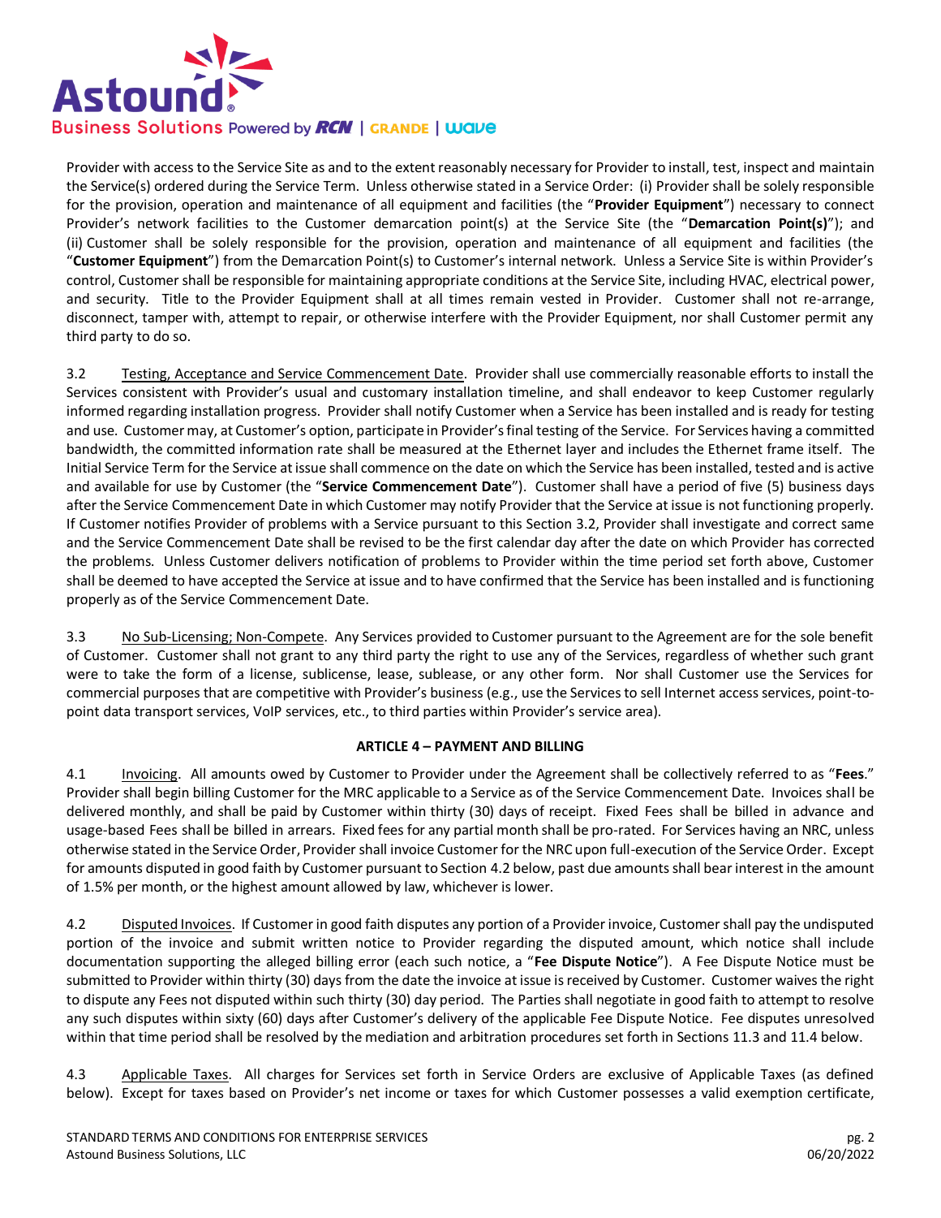Provider with access to the Service Site as and to the extent reasonably necessary for Provider to install, test, inspect and maintain the Service(s) ordered during the Service Term. Unless otherwise stated in a Service Order: (i) Provider shall be solely responsible for the provision, operation and maintenance of all equipment and facilities (the "**Provider Equipment**") necessary to connect Provider's network facilities to the Customer demarcation point(s) at the Service Site (the "**Demarcation Point(s)**"); and (ii) Customer shall be solely responsible for the provision, operation and maintenance of all equipment and facilities (the "**Customer Equipment**") from the Demarcation Point(s) to Customer's internal network. Unless a Service Site is within Provider's control, Customer shall be responsible for maintaining appropriate conditions at the Service Site, including HVAC, electrical power, and security. Title to the Provider Equipment shall at all times remain vested in Provider. Customer shall not re-arrange, disconnect, tamper with, attempt to repair, or otherwise interfere with the Provider Equipment, nor shall Customer permit any third party to do so.

3.2 Testing, Acceptance and Service Commencement Date. Provider shall use commercially reasonable efforts to install the Services consistent with Provider's usual and customary installation timeline, and shall endeavor to keep Customer regularly informed regarding installation progress. Provider shall notify Customer when a Service has been installed and is ready for testing and use. Customer may, at Customer's option, participate in Provider's final testing of the Service. For Services having a committed bandwidth, the committed information rate shall be measured at the Ethernet layer and includes the Ethernet frame itself. The Initial Service Term for the Service at issue shall commence on the date on which the Service has been installed, tested and is active and available for use by Customer (the "**Service Commencement Date**"). Customer shall have a period of five (5) business days after the Service Commencement Date in which Customer may notify Provider that the Service at issue is not functioning properly. If Customer notifies Provider of problems with a Service pursuant to this Section 3.2, Provider shall investigate and correct same and the Service Commencement Date shall be revised to be the first calendar day after the date on which Provider has corrected the problems. Unless Customer delivers notification of problems to Provider within the time period set forth above, Customer shall be deemed to have accepted the Service at issue and to have confirmed that the Service has been installed and is functioning properly as of the Service Commencement Date.

3.3 No Sub-Licensing; Non-Compete. Any Services provided to Customer pursuant to the Agreement are for the sole benefit of Customer. Customer shall not grant to any third party the right to use any of the Services, regardless of whether such grant were to take the form of a license, sublicense, lease, sublease, or any other form. Nor shall Customer use the Services for commercial purposes that are competitive with Provider's business (e.g., use the Services to sell Internet access services, point-to-point data transport services, VoIP services, etc., to third parties within Provider's service area).

## ARTICLE 4 – PAYMENT AND BILLING

4.1 Invoicing. All amounts owed by Customer to Provider under the Agreement shall be collectively referred to as "**Fees**." Provider shall begin billing Customer for the MRC applicable to a Service as of the Service Commencement Date. Invoices shall be delivered monthly, and shall be paid by Customer within thirty (30) days of receipt. Fixed Fees shall be billed in advance and usage-based Fees shall be billed in arrears. Fixed fees for any partial month shall be pro-rated. For Services having an NRC, unless otherwise stated in the Service Order, Provider shall invoice Customer for the NRC upon full-execution of the Service Order. Except for amounts disputed in good faith by Customer pursuant to Section 4.2 below, past due amounts shall bear interest in the amount of 1.5% per month, or the highest amount allowed by law, whichever is lower.

4.2 Disputed Invoices. If Customer in good faith disputes any portion of a Provider invoice, Customer shall pay the undisputed portion of the invoice and submit written notice to Provider regarding the disputed amount, which notice shall include documentation supporting the alleged billing error (each such notice, a "**Fee Dispute Notice**"). A Fee Dispute Notice must be submitted to Provider within thirty (30) days from the date the invoice at issue is received by Customer. Customer waives the right to dispute any Fees not disputed within such thirty (30) day period. The Parties shall negotiate in good faith to attempt to resolve any such disputes within sixty (60) days after Customer's delivery of the applicable Fee Dispute Notice. Fee disputes unresolved within that time period shall be resolved by the mediation and arbitration procedures set forth in Sections 11.3 and 11.4 below.

4.3 Applicable Taxes. All charges for Services set forth in Service Orders are exclusive of Applicable Taxes (as defined below). Except for taxes based on Provider's net income or taxes for which Customer possesses a valid exemption certificate,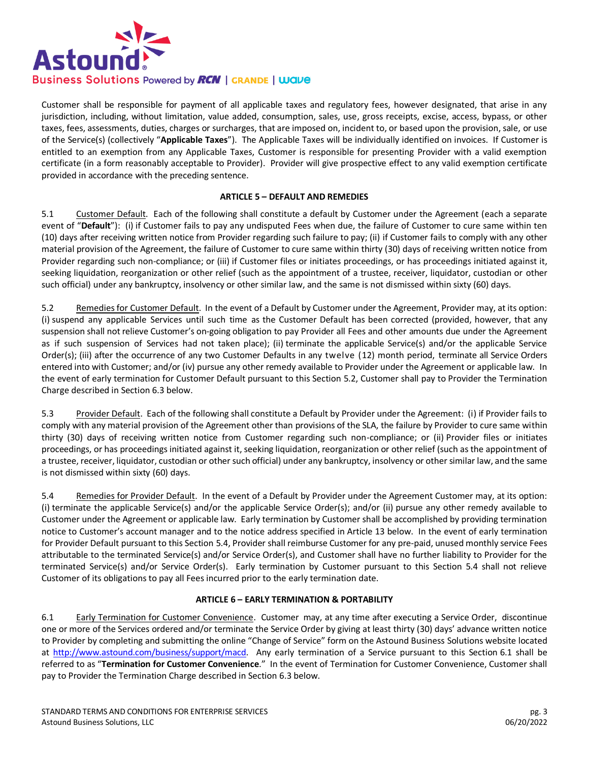Customer shall be responsible for payment of all applicable taxes and regulatory fees, however designated, that arise in any jurisdiction, including, without limitation, value added, consumption, sales, use, gross receipts, excise, access, bypass, or other taxes, fees, assessments, duties, charges or surcharges, that are imposed on, incident to, or based upon the provision, sale, or use of the Service(s) (collectively "**Applicable Taxes**"). The Applicable Taxes will be individually identified on invoices. If Customer is entitled to an exemption from any Applicable Taxes, Customer is responsible for presenting Provider with a valid exemption certificate (in a form reasonably acceptable to Provider). Provider will give prospective effect to any valid exemption certificate provided in accordance with the preceding sentence.

## ARTICLE 5 – DEFAULT AND REMEDIES

5.1 Customer Default. Each of the following shall constitute a default by Customer under the Agreement (each a separate event of "**Default**"): (i) if Customer fails to pay any undisputed Fees when due, the failure of Customer to cure same within ten (10) days after receiving written notice from Provider regarding such failure to pay; (ii) if Customer fails to comply with any other material provision of the Agreement, the failure of Customer to cure same within thirty (30) days of receiving written notice from Provider regarding such non-compliance; or (iii) if Customer files or initiates proceedings, or has proceedings initiated against it, seeking liquidation, reorganization or other relief (such as the appointment of a trustee, receiver, liquidator, custodian or other such official) under any bankruptcy, insolvency or other similar law, and the same is not dismissed within sixty (60) days.

5.2 Remedies for Customer Default. In the event of a Default by Customer under the Agreement, Provider may, at its option: (i) suspend any applicable Services until such time as the Customer Default has been corrected (provided, however, that any suspension shall not relieve Customer's on-going obligation to pay Provider all Fees and other amounts due under the Agreement as if such suspension of Services had not taken place); (ii) terminate the applicable Service(s) and/or the applicable Service Order(s); (iii) after the occurrence of any two Customer Defaults in any twelve (12) month period, terminate all Service Orders entered into with Customer; and/or (iv) pursue any other remedy available to Provider under the Agreement or applicable law. In the event of early termination for Customer Default pursuant to this Section 5.2, Customer shall pay to Provider the Termination Charge described in Section 6.3 below.

5.3 Provider Default. Each of the following shall constitute a Default by Provider under the Agreement: (i) if Provider fails to comply with any material provision of the Agreement other than provisions of the SLA, the failure by Provider to cure same within thirty (30) days of receiving written notice from Customer regarding such non-compliance; or (ii) Provider files or initiates proceedings, or has proceedings initiated against it, seeking liquidation, reorganization or other relief (such as the appointment of a trustee, receiver, liquidator, custodian or other such official) under any bankruptcy, insolvency or other similar law, and the same is not dismissed within sixty (60) days.

5.4 Remedies for Provider Default. In the event of a Default by Provider under the Agreement Customer may, at its option: (i) terminate the applicable Service(s) and/or the applicable Service Order(s); and/or (ii) pursue any other remedy available to Customer under the Agreement or applicable law. Early termination by Customer shall be accomplished by providing termination notice to Customer's account manager and to the notice address specified in Article 13 below. In the event of early termination for Provider Default pursuant to this Section 5.4, Provider shall reimburse Customer for any pre-paid, unused monthly service Fees attributable to the terminated Service(s) and/or Service Order(s), and Customer shall have no further liability to Provider for the terminated Service(s) and/or Service Order(s). Early termination by Customer pursuant to this Section 5.4 shall not relieve Customer of its obligations to pay all Fees incurred prior to the early termination date.

## ARTICLE 6 – EARLY TERMINATION & PORTABILITY

6.1 Early Termination for Customer Convenience. Customer may, at any time after executing a Service Order, discontinue one or more of the Services ordered and/or terminate the Service Order by giving at least thirty (30) days' advance written notice to Provider by completing and submitting the online "Change of Service" form on the Astound Business Solutions website located at http://www.astound.com/business/support/macd. Any early termination of a Service pursuant to this Section 6.1 shall be referred to as "**Termination for Customer Convenience**." In the event of Termination for Customer Convenience, Customer shall pay to Provider the Termination Charge described in Section 6.3 below.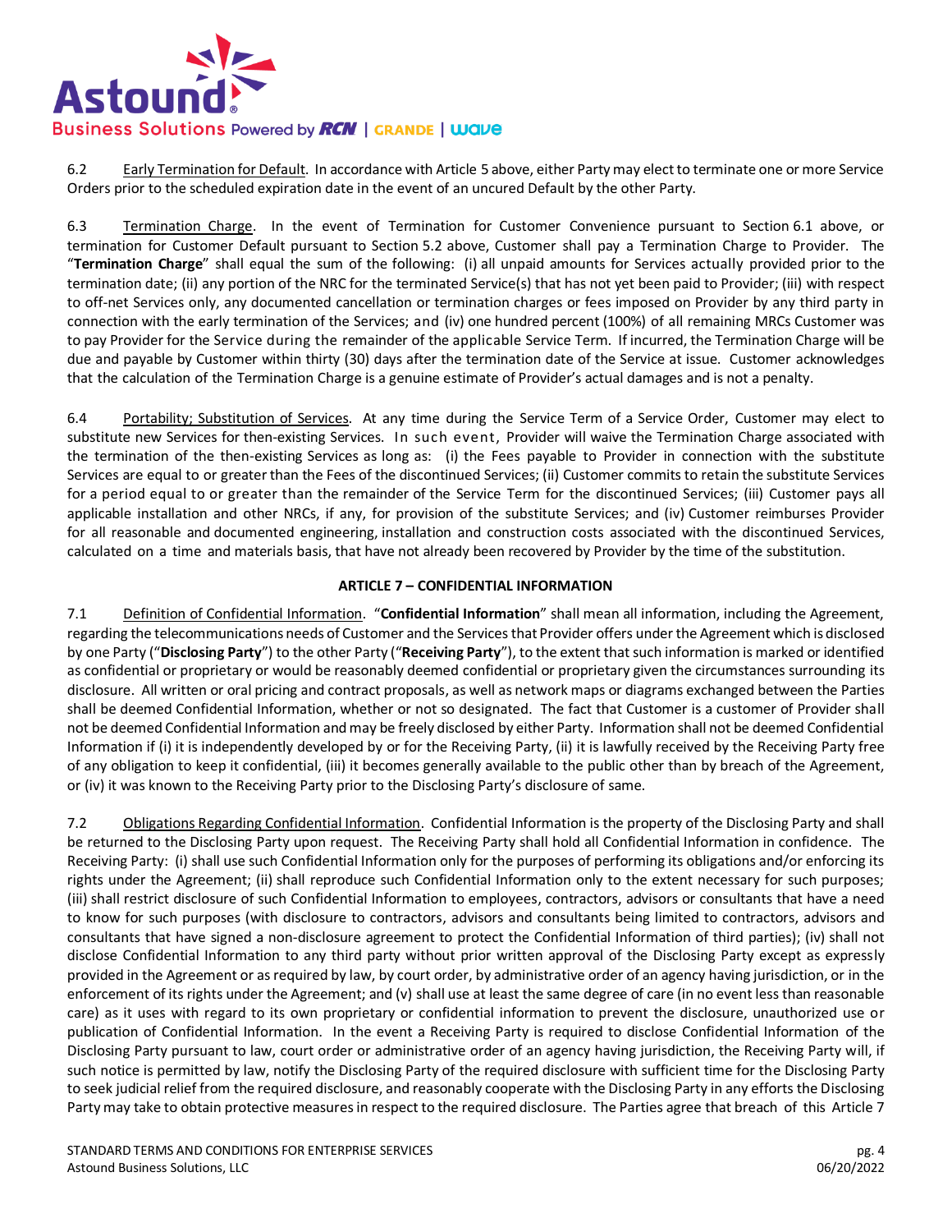6.2 Early Termination for Default. In accordance with Article 5 above, either Party may elect to terminate one or more Service Orders prior to the scheduled expiration date in the event of an uncured Default by the other Party.

6.3 Termination Charge. In the event of Termination for Customer Convenience pursuant to Section 6.1 above, or termination for Customer Default pursuant to Section 5.2 above, Customer shall pay a Termination Charge to Provider. The "**Termination Charge**" shall equal the sum of the following: (i) all unpaid amounts for Services actually provided prior to the termination date; (ii) any portion of the NRC for the terminated Service(s) that has not yet been paid to Provider; (iii) with respect to off-net Services only, any documented cancellation or termination charges or fees imposed on Provider by any third party in connection with the early termination of the Services; and (iv) one hundred percent (100%) of all remaining MRCs Customer was to pay Provider for the Service during the remainder of the applicable Service Term. If incurred, the Termination Charge will be due and payable by Customer within thirty (30) days after the termination date of the Service at issue. Customer acknowledges that the calculation of the Termination Charge is a genuine estimate of Provider's actual damages and is not a penalty.

6.4 Portability; Substitution of Services. At any time during the Service Term of a Service Order, Customer may elect to substitute new Services for then-existing Services. In such event, Provider will waive the Termination Charge associated with the termination of the then-existing Services as long as: (i) the Fees payable to Provider in connection with the substitute Services are equal to or greater than the Fees of the discontinued Services; (ii) Customer commits to retain the substitute Services for a period equal to or greater than the remainder of the Service Term for the discontinued Services; (iii) Customer pays all applicable installation and other NRCs, if any, for provision of the substitute Services; and (iv) Customer reimburses Provider for all reasonable and documented engineering, installation and construction costs associated with the discontinued Services, calculated on a time and materials basis, that have not already been recovered by Provider by the time of the substitution.

## ARTICLE 7 – CONFIDENTIAL INFORMATION

7.1 Definition of Confidential Information. "**Confidential Information**" shall mean all information, including the Agreement, regarding the telecommunications needs of Customer and the Services that Provider offers under the Agreement which is disclosed by one Party ("**Disclosing Party**") to the other Party ("**Receiving Party**"), to the extent that such information is marked or identified as confidential or proprietary or would be reasonably deemed confidential or proprietary given the circumstances surrounding its disclosure. All written or oral pricing and contract proposals, as well as network maps or diagrams exchanged between the Parties shall be deemed Confidential Information, whether or not so designated. The fact that Customer is a customer of Provider shall not be deemed Confidential Information and may be freely disclosed by either Party. Information shall not be deemed Confidential Information if (i) it is independently developed by or for the Receiving Party, (ii) it is lawfully received by the Receiving Party free of any obligation to keep it confidential, (iii) it becomes generally available to the public other than by breach of the Agreement, or (iv) it was known to the Receiving Party prior to the Disclosing Party's disclosure of same.

7.2 Obligations Regarding Confidential Information. Confidential Information is the property of the Disclosing Party and shall be returned to the Disclosing Party upon request. The Receiving Party shall hold all Confidential Information in confidence. The Receiving Party: (i) shall use such Confidential Information only for the purposes of performing its obligations and/or enforcing its rights under the Agreement; (ii) shall reproduce such Confidential Information only to the extent necessary for such purposes; (iii) shall restrict disclosure of such Confidential Information to employees, contractors, advisors or consultants that have a need to know for such purposes (with disclosure to contractors, advisors and consultants being limited to contractors, advisors and consultants that have signed a non-disclosure agreement to protect the Confidential Information of third parties); (iv) shall not disclose Confidential Information to any third party without prior written approval of the Disclosing Party except as expressly provided in the Agreement or as required by law, by court order, by administrative order of an agency having jurisdiction, or in the enforcement of its rights under the Agreement; and (v) shall use at least the same degree of care (in no event less than reasonable care) as it uses with regard to its own proprietary or confidential information to prevent the disclosure, unauthorized use or publication of Confidential Information. In the event a Receiving Party is required to disclose Confidential Information of the Disclosing Party pursuant to law, court order or administrative order of an agency having jurisdiction, the Receiving Party will, if such notice is permitted by law, notify the Disclosing Party of the required disclosure with sufficient time for the Disclosing Party to seek judicial relief from the required disclosure, and reasonably cooperate with the Disclosing Party in any efforts the Disclosing Party may take to obtain protective measures in respect to the required disclosure. The Parties agree that breach of this Article 7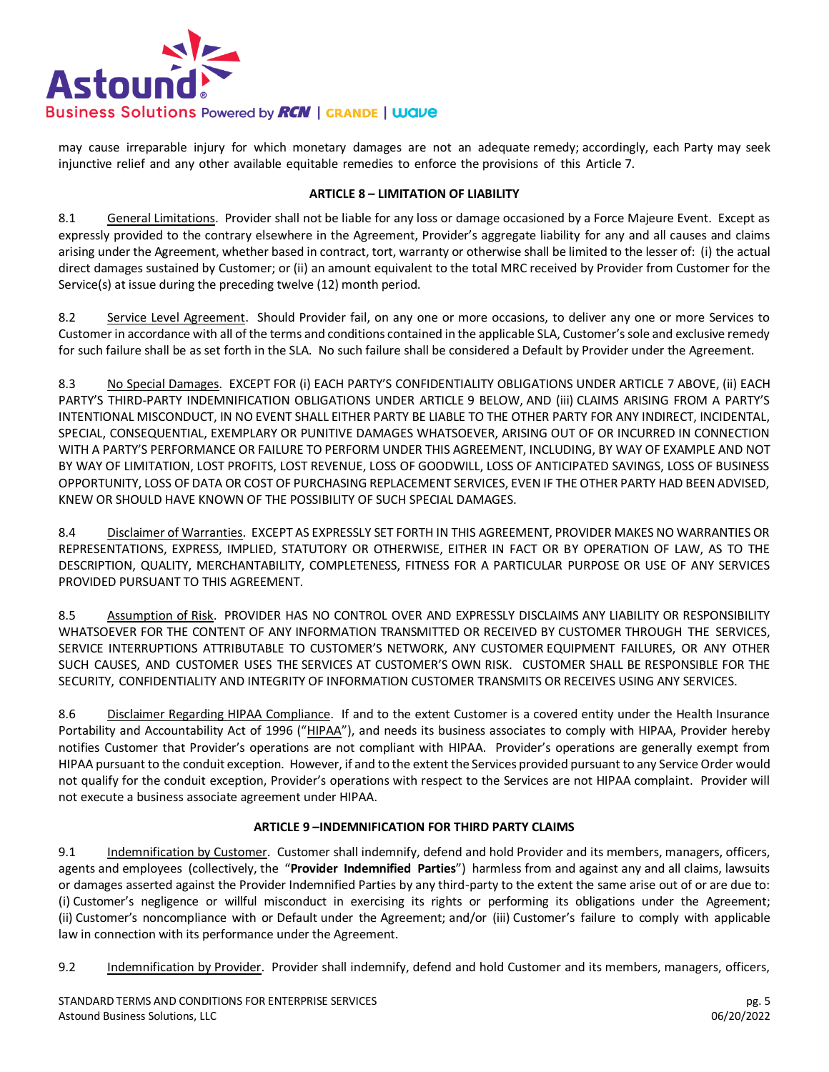may cause irreparable injury for which monetary damages are not an adequate remedy; accordingly, each Party may seek injunctive relief and any other available equitable remedies to enforce the provisions of this Article 7.

## ARTICLE 8 – LIMITATION OF LIABILITY

8.1 General Limitations. Provider shall not be liable for any loss or damage occasioned by a Force Majeure Event. Except as expressly provided to the contrary elsewhere in the Agreement, Provider's aggregate liability for any and all causes and claims arising under the Agreement, whether based in contract, tort, warranty or otherwise shall be limited to the lesser of: (i) the actual direct damages sustained by Customer; or (ii) an amount equivalent to the total MRC received by Provider from Customer for the Service(s) at issue during the preceding twelve (12) month period.

8.2 Service Level Agreement. Should Provider fail, on any one or more occasions, to deliver any one or more Services to Customer in accordance with all of the terms and conditions contained in the applicable SLA, Customer's sole and exclusive remedy for such failure shall be as set forth in the SLA. No such failure shall be considered a Default by Provider under the Agreement.

8.3 No Special Damages. EXCEPT FOR (i) EACH PARTY'S CONFIDENTIALITY OBLIGATIONS UNDER ARTICLE 7 ABOVE, (ii) EACH PARTY'S THIRD-PARTY INDEMNIFICATION OBLIGATIONS UNDER ARTICLE 9 BELOW, AND (iii) CLAIMS ARISING FROM A PARTY'S INTENTIONAL MISCONDUCT, IN NO EVENT SHALL EITHER PARTY BE LIABLE TO THE OTHER PARTY FOR ANY INDIRECT, INCIDENTAL, SPECIAL, CONSEQUENTIAL, EXEMPLARY OR PUNITIVE DAMAGES WHATSOEVER, ARISING OUT OF OR INCURRED IN CONNECTION WITH A PARTY'S PERFORMANCE OR FAILURE TO PERFORM UNDER THIS AGREEMENT, INCLUDING, BY WAY OF EXAMPLE AND NOT BY WAY OF LIMITATION, LOST PROFITS, LOST REVENUE, LOSS OF GOODWILL, LOSS OF ANTICIPATED SAVINGS, LOSS OF BUSINESS OPPORTUNITY, LOSS OF DATA OR COST OF PURCHASING REPLACEMENT SERVICES, EVEN IF THE OTHER PARTY HAD BEEN ADVISED, KNEW OR SHOULD HAVE KNOWN OF THE POSSIBILITY OF SUCH SPECIAL DAMAGES.

8.4 Disclaimer of Warranties. EXCEPT AS EXPRESSLY SET FORTH IN THIS AGREEMENT, PROVIDER MAKES NO WARRANTIES OR REPRESENTATIONS, EXPRESS, IMPLIED, STATUTORY OR OTHERWISE, EITHER IN FACT OR BY OPERATION OF LAW, AS TO THE DESCRIPTION, QUALITY, MERCHANTABILITY, COMPLETENESS, FITNESS FOR A PARTICULAR PURPOSE OR USE OF ANY SERVICES PROVIDED PURSUANT TO THIS AGREEMENT.

8.5 Assumption of Risk. PROVIDER HAS NO CONTROL OVER AND EXPRESSLY DISCLAIMS ANY LIABILITY OR RESPONSIBILITY WHATSOEVER FOR THE CONTENT OF ANY INFORMATION TRANSMITTED OR RECEIVED BY CUSTOMER THROUGH THE SERVICES, SERVICE INTERRUPTIONS ATTRIBUTABLE TO CUSTOMER'S NETWORK, ANY CUSTOMER EQUIPMENT FAILURES, OR ANY OTHER SUCH CAUSES, AND CUSTOMER USES THE SERVICES AT CUSTOMER'S OWN RISK. CUSTOMER SHALL BE RESPONSIBLE FOR THE SECURITY, CONFIDENTIALITY AND INTEGRITY OF INFORMATION CUSTOMER TRANSMITS OR RECEIVES USING ANY SERVICES.

8.6 Disclaimer Regarding HIPAA Compliance. If and to the extent Customer is a covered entity under the Health Insurance Portability and Accountability Act of 1996 ("HIPAA"), and needs its business associates to comply with HIPAA, Provider hereby notifies Customer that Provider's operations are not compliant with HIPAA. Provider's operations are generally exempt from HIPAA pursuant to the conduit exception. However, if and to the extent the Services provided pursuant to any Service Order would not qualify for the conduit exception, Provider's operations with respect to the Services are not HIPAA complaint. Provider will not execute a business associate agreement under HIPAA.

## ARTICLE 9 –INDEMNIFICATION FOR THIRD PARTY CLAIMS

9.1 Indemnification by Customer. Customer shall indemnify, defend and hold Provider and its members, managers, officers, agents and employees (collectively, the "**Provider Indemnified Parties**") harmless from and against any and all claims, lawsuits or damages asserted against the Provider Indemnified Parties by any third-party to the extent the same arise out of or are due to: (i) Customer's negligence or willful misconduct in exercising its rights or performing its obligations under the Agreement; (ii) Customer's noncompliance with or Default under the Agreement; and/or (iii) Customer's failure to comply with applicable law in connection with its performance under the Agreement.

9.2 Indemnification by Provider. Provider shall indemnify, defend and hold Customer and its members, managers, officers,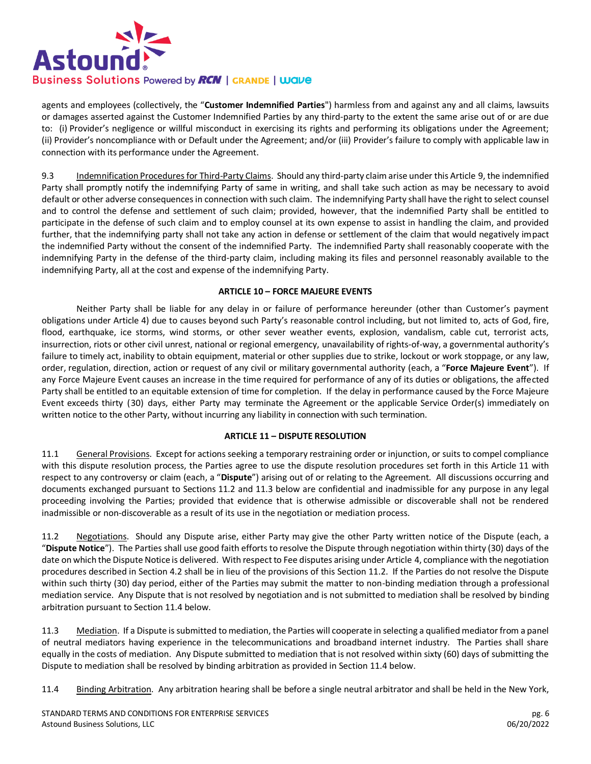agents and employees (collectively, the "**Customer Indemnified Parties**") harmless from and against any and all claims, lawsuits or damages asserted against the Customer Indemnified Parties by any third-party to the extent the same arise out of or are due to: (i) Provider's negligence or willful misconduct in exercising its rights and performing its obligations under the Agreement; (ii) Provider's noncompliance with or Default under the Agreement; and/or (iii) Provider's failure to comply with applicable law in connection with its performance under the Agreement.

9.3 Indemnification Procedures for Third-Party Claims. Should any third-party claim arise under this Article 9, the indemnified Party shall promptly notify the indemnifying Party of same in writing, and shall take such action as may be necessary to avoid default or other adverse consequences in connection with such claim. The indemnifying Party shall have the right to select counsel and to control the defense and settlement of such claim; provided, however, that the indemnified Party shall be entitled to participate in the defense of such claim and to employ counsel at its own expense to assist in handling the claim, and provided further, that the indemnifying party shall not take any action in defense or settlement of the claim that would negatively impact the indemnified Party without the consent of the indemnified Party. The indemnified Party shall reasonably cooperate with the indemnifying Party in the defense of the third-party claim, including making its files and personnel reasonably available to the indemnifying Party, all at the cost and expense of the indemnifying Party.

## ARTICLE 10 – FORCE MAJEURE EVENTS

Neither Party shall be liable for any delay in or failure of performance hereunder (other than Customer's payment obligations under Article 4) due to causes beyond such Party's reasonable control including, but not limited to, acts of God, fire, flood, earthquake, ice storms, wind storms, or other sever weather events, explosion, vandalism, cable cut, terrorist acts, insurrection, riots or other civil unrest, national or regional emergency, unavailability of rights-of-way, a governmental authority's failure to timely act, inability to obtain equipment, material or other supplies due to strike, lockout or work stoppage, or any law, order, regulation, direction, action or request of any civil or military governmental authority (each, a "**Force Majeure Event**"). If any Force Majeure Event causes an increase in the time required for performance of any of its duties or obligations, the affected Party shall be entitled to an equitable extension of time for completion. If the delay in performance caused by the Force Majeure Event exceeds thirty (30) days, either Party may terminate the Agreement or the applicable Service Order(s) immediately on written notice to the other Party, without incurring any liability in connection with such termination.

## ARTICLE 11 – DISPUTE RESOLUTION

11.1 General Provisions. Except for actions seeking a temporary restraining order or injunction, or suits to compel compliance with this dispute resolution process, the Parties agree to use the dispute resolution procedures set forth in this Article 11 with respect to any controversy or claim (each, a "**Dispute**") arising out of or relating to the Agreement. All discussions occurring and documents exchanged pursuant to Sections 11.2 and 11.3 below are confidential and inadmissible for any purpose in any legal proceeding involving the Parties; provided that evidence that is otherwise admissible or discoverable shall not be rendered inadmissible or non-discoverable as a result of its use in the negotiation or mediation process.

11.2 Negotiations. Should any Dispute arise, either Party may give the other Party written notice of the Dispute (each, a "**Dispute Notice**"). The Parties shall use good faith efforts to resolve the Dispute through negotiation within thirty (30) days of the date on which the Dispute Notice is delivered. With respect to Fee disputes arising under Article 4, compliance with the negotiation procedures described in Section 4.2 shall be in lieu of the provisions of this Section 11.2. If the Parties do not resolve the Dispute within such thirty (30) day period, either of the Parties may submit the matter to non-binding mediation through a professional mediation service. Any Dispute that is not resolved by negotiation and is not submitted to mediation shall be resolved by binding arbitration pursuant to Section 11.4 below.

11.3 Mediation. If a Dispute is submitted to mediation, the Parties will cooperate in selecting a qualified mediator from a panel of neutral mediators having experience in the telecommunications and broadband internet industry. The Parties shall share equally in the costs of mediation. Any Dispute submitted to mediation that is not resolved within sixty (60) days of submitting the Dispute to mediation shall be resolved by binding arbitration as provided in Section 11.4 below.

11.4 Binding Arbitration. Any arbitration hearing shall be before a single neutral arbitrator and shall be held in the New York,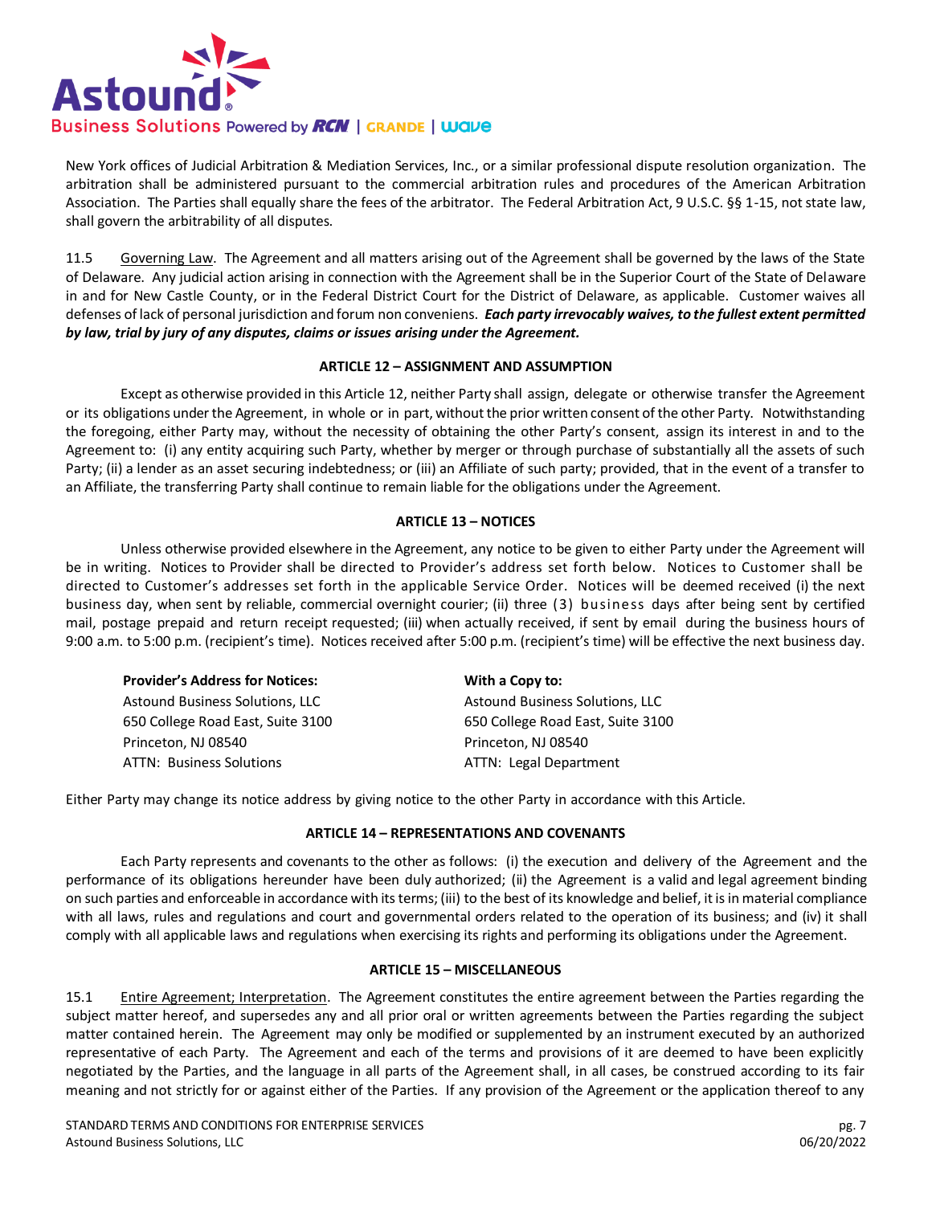New York offices of Judicial Arbitration & Mediation Services, Inc., or a similar professional dispute resolution organization. The arbitration shall be administered pursuant to the commercial arbitration rules and procedures of the American Arbitration Association. The Parties shall equally share the fees of the arbitrator. The Federal Arbitration Act, 9 U.S.C. §§ 1-15, not state law, shall govern the arbitrability of all disputes.

11.5 Governing Law. The Agreement and all matters arising out of the Agreement shall be governed by the laws of the State of Delaware. Any judicial action arising in connection with the Agreement shall be in the Superior Court of the State of Delaware in and for New Castle County, or in the Federal District Court for the District of Delaware, as applicable. Customer waives all defenses of lack of personal jurisdiction and forum non conveniens. ***Each party irrevocably waives, to the fullest extent permitted by law, trial by jury of any disputes, claims or issues arising under the Agreement.***

## ARTICLE 12 – ASSIGNMENT AND ASSUMPTION

Except as otherwise provided in this Article 12, neither Party shall assign, delegate or otherwise transfer the Agreement or its obligations under the Agreement, in whole or in part, without the prior written consent of the other Party. Notwithstanding the foregoing, either Party may, without the necessity of obtaining the other Party's consent, assign its interest in and to the Agreement to: (i) any entity acquiring such Party, whether by merger or through purchase of substantially all the assets of such Party; (ii) a lender as an asset securing indebtedness; or (iii) an Affiliate of such party; provided, that in the event of a transfer to an Affiliate, the transferring Party shall continue to remain liable for the obligations under the Agreement.

## ARTICLE 13 – NOTICES

Unless otherwise provided elsewhere in the Agreement, any notice to be given to either Party under the Agreement will be in writing. Notices to Provider shall be directed to Provider's address set forth below. Notices to Customer shall be directed to Customer's addresses set forth in the applicable Service Order. Notices will be deemed received (i) the next business day, when sent by reliable, commercial overnight courier; (ii) three (3) business days after being sent by certified mail, postage prepaid and return receipt requested; (iii) when actually received, if sent by email during the business hours of 9:00 a.m. to 5:00 p.m. (recipient's time). Notices received after 5:00 p.m. (recipient's time) will be effective the next business day.

**Provider's Address for Notices:**
Astound Business Solutions, LLC
650 College Road East, Suite 3100
Princeton, NJ 08540
ATTN: Business Solutions

**With a Copy to:**
Astound Business Solutions, LLC
650 College Road East, Suite 3100
Princeton, NJ 08540
ATTN: Legal Department

Either Party may change its notice address by giving notice to the other Party in accordance with this Article.

## ARTICLE 14 – REPRESENTATIONS AND COVENANTS

Each Party represents and covenants to the other as follows: (i) the execution and delivery of the Agreement and the performance of its obligations hereunder have been duly authorized; (ii) the Agreement is a valid and legal agreement binding on such parties and enforceable in accordance with its terms; (iii) to the best of its knowledge and belief, it is in material compliance with all laws, rules and regulations and court and governmental orders related to the operation of its business; and (iv) it shall comply with all applicable laws and regulations when exercising its rights and performing its obligations under the Agreement.

## ARTICLE 15 – MISCELLANEOUS

15.1 Entire Agreement; Interpretation. The Agreement constitutes the entire agreement between the Parties regarding the subject matter hereof, and supersedes any and all prior oral or written agreements between the Parties regarding the subject matter contained herein. The Agreement may only be modified or supplemented by an instrument executed by an authorized representative of each Party. The Agreement and each of the terms and provisions of it are deemed to have been explicitly negotiated by the Parties, and the language in all parts of the Agreement shall, in all cases, be construed according to its fair meaning and not strictly for or against either of the Parties. If any provision of the Agreement or the application thereof to any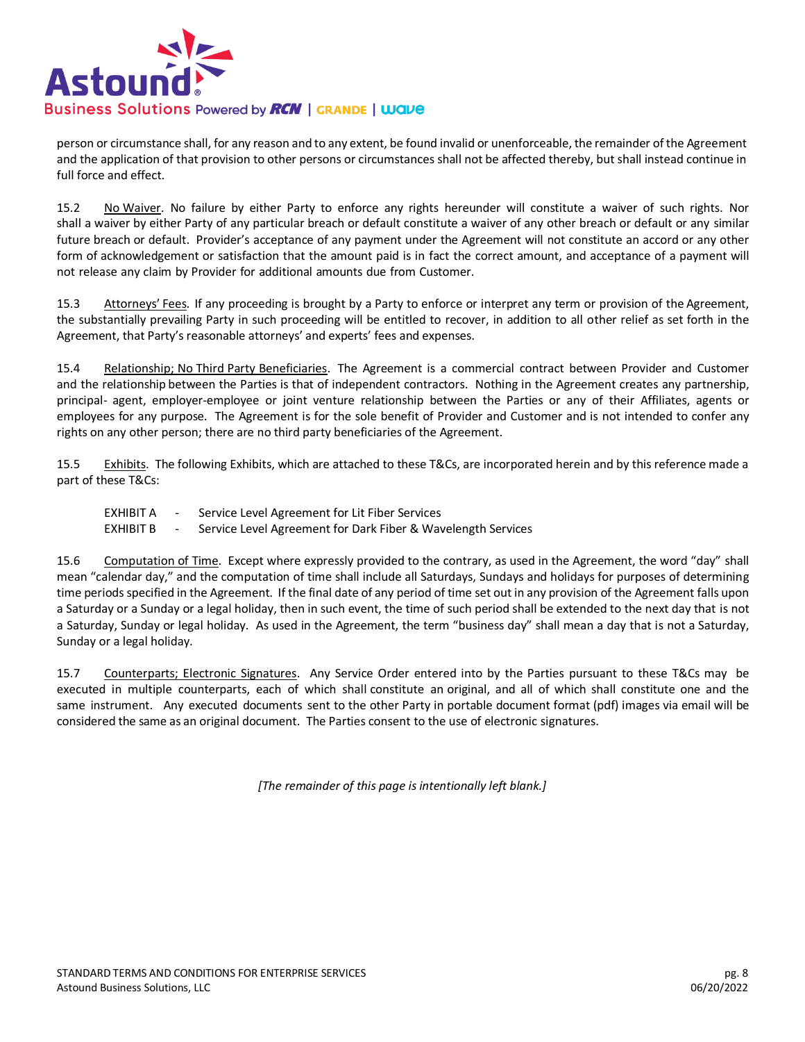person or circumstance shall, for any reason and to any extent, be found invalid or unenforceable, the remainder of the Agreement and the application of that provision to other persons or circumstances shall not be affected thereby, but shall instead continue in full force and effect.

15.2 No Waiver. No failure by either Party to enforce any rights hereunder will constitute a waiver of such rights. Nor shall a waiver by either Party of any particular breach or default constitute a waiver of any other breach or default or any similar future breach or default. Provider's acceptance of any payment under the Agreement will not constitute an accord or any other form of acknowledgement or satisfaction that the amount paid is in fact the correct amount, and acceptance of a payment will not release any claim by Provider for additional amounts due from Customer.

15.3 Attorneys' Fees. If any proceeding is brought by a Party to enforce or interpret any term or provision of the Agreement, the substantially prevailing Party in such proceeding will be entitled to recover, in addition to all other relief as set forth in the Agreement, that Party's reasonable attorneys' and experts' fees and expenses.

15.4 Relationship; No Third Party Beneficiaries. The Agreement is a commercial contract between Provider and Customer and the relationship between the Parties is that of independent contractors. Nothing in the Agreement creates any partnership, principal- agent, employer-employee or joint venture relationship between the Parties or any of their Affiliates, agents or employees for any purpose. The Agreement is for the sole benefit of Provider and Customer and is not intended to confer any rights on any other person; there are no third party beneficiaries of the Agreement.

15.5 Exhibits. The following Exhibits, which are attached to these T&Cs, are incorporated herein and by this reference made a part of these T&Cs:

EXHIBIT A - Service Level Agreement for Lit Fiber Services
EXHIBIT B - Service Level Agreement for Dark Fiber & Wavelength Services

15.6 Computation of Time. Except where expressly provided to the contrary, as used in the Agreement, the word "day" shall mean "calendar day," and the computation of time shall include all Saturdays, Sundays and holidays for purposes of determining time periods specified in the Agreement. If the final date of any period of time set out in any provision of the Agreement falls upon a Saturday or a Sunday or a legal holiday, then in such event, the time of such period shall be extended to the next day that is not a Saturday, Sunday or legal holiday. As used in the Agreement, the term "business day" shall mean a day that is not a Saturday, Sunday or a legal holiday.

15.7 Counterparts; Electronic Signatures. Any Service Order entered into by the Parties pursuant to these T&Cs may be executed in multiple counterparts, each of which shall constitute an original, and all of which shall constitute one and the same instrument. Any executed documents sent to the other Party in portable document format (pdf) images via email will be considered the same as an original document. The Parties consent to the use of electronic signatures.

*[The remainder of this page is intentionally left blank.]*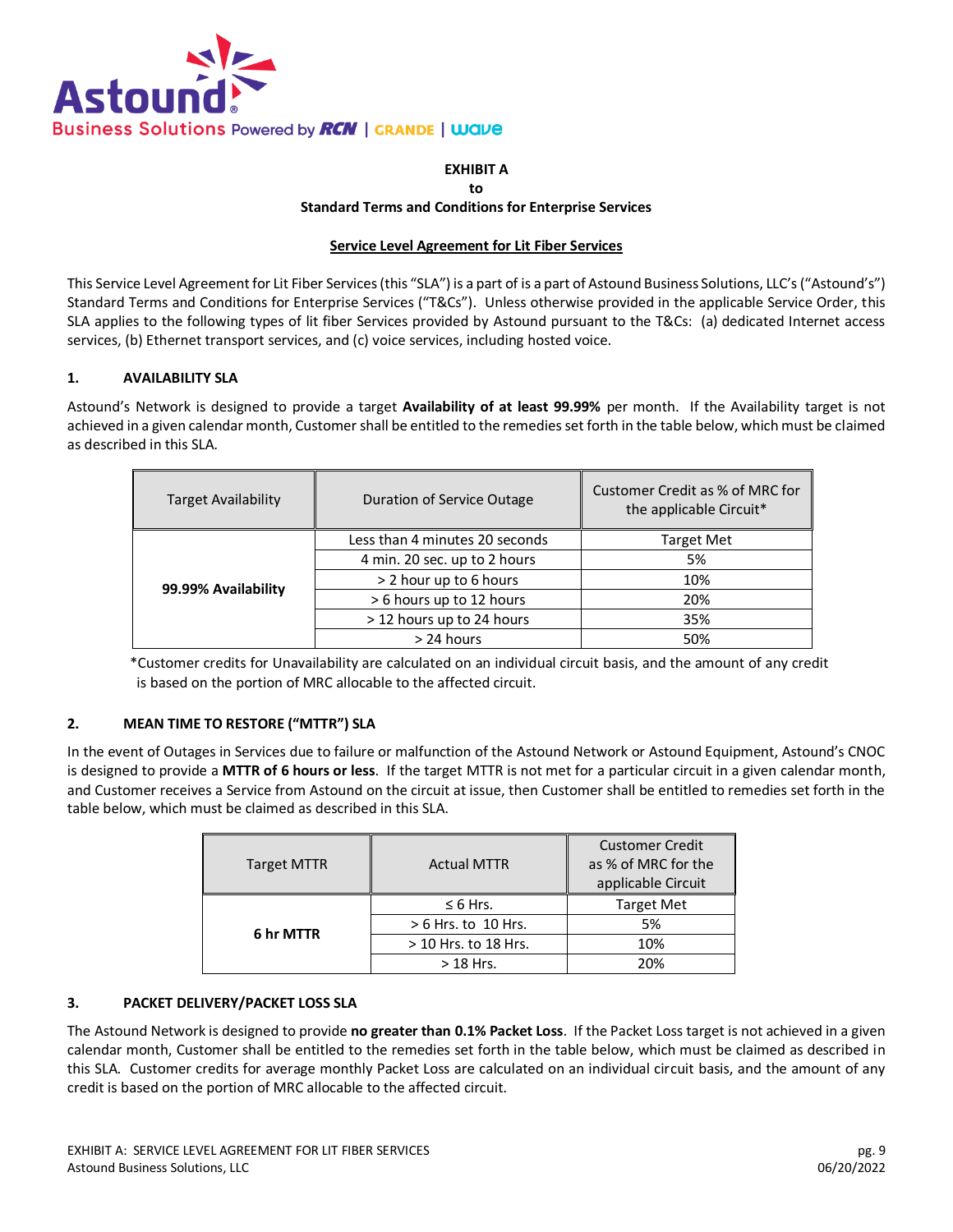**EXHIBIT A**
**to**
**Standard Terms and Conditions for Enterprise Services**

**Service Level Agreement for Lit Fiber Services**

This Service Level Agreement for Lit Fiber Services (this "SLA") is a part of is a part of Astound Business Solutions, LLC's ("Astound's") Standard Terms and Conditions for Enterprise Services ("T&Cs"). Unless otherwise provided in the applicable Service Order, this SLA applies to the following types of lit fiber Services provided by Astound pursuant to the T&Cs: (a) dedicated Internet access services, (b) Ethernet transport services, and (c) voice services, including hosted voice.

## 1. AVAILABILITY SLA

Astound's Network is designed to provide a target **Availability of at least 99.99%** per month. If the Availability target is not achieved in a given calendar month, Customer shall be entitled to the remedies set forth in the table below, which must be claimed as described in this SLA.

| Target Availability | Duration of Service Outage | Customer Credit as % of MRC for the applicable Circuit* |
|---|---|---|
| **99.99% Availability** | Less than 4 minutes 20 seconds | Target Met |
| | 4 min. 20 sec. up to 2 hours | 5% |
| | > 2 hour up to 6 hours | 10% |
| | > 6 hours up to 12 hours | 20% |
| | > 12 hours up to 24 hours | 35% |
| | > 24 hours | 50% |

*Customer credits for Unavailability are calculated on an individual circuit basis, and the amount of any credit is based on the portion of MRC allocable to the affected circuit.

## 2. MEAN TIME TO RESTORE ("MTTR") SLA

In the event of Outages in Services due to failure or malfunction of the Astound Network or Astound Equipment, Astound's CNOC is designed to provide a **MTTR of 6 hours or less**. If the target MTTR is not met for a particular circuit in a given calendar month, and Customer receives a Service from Astound on the circuit at issue, then Customer shall be entitled to remedies set forth in the table below, which must be claimed as described in this SLA.

| Target MTTR | Actual MTTR | Customer Credit as % of MRC for the applicable Circuit |
|---|---|---|
| **6 hr MTTR** | ≤ 6 Hrs. | Target Met |
| | > 6 Hrs. to 10 Hrs. | 5% |
| | > 10 Hrs. to 18 Hrs. | 10% |
| | > 18 Hrs. | 20% |

## 3. PACKET DELIVERY/PACKET LOSS SLA

The Astound Network is designed to provide **no greater than 0.1% Packet Loss**. If the Packet Loss target is not achieved in a given calendar month, Customer shall be entitled to the remedies set forth in the table below, which must be claimed as described in this SLA. Customer credits for average monthly Packet Loss are calculated on an individual circuit basis, and the amount of any credit is based on the portion of MRC allocable to the affected circuit.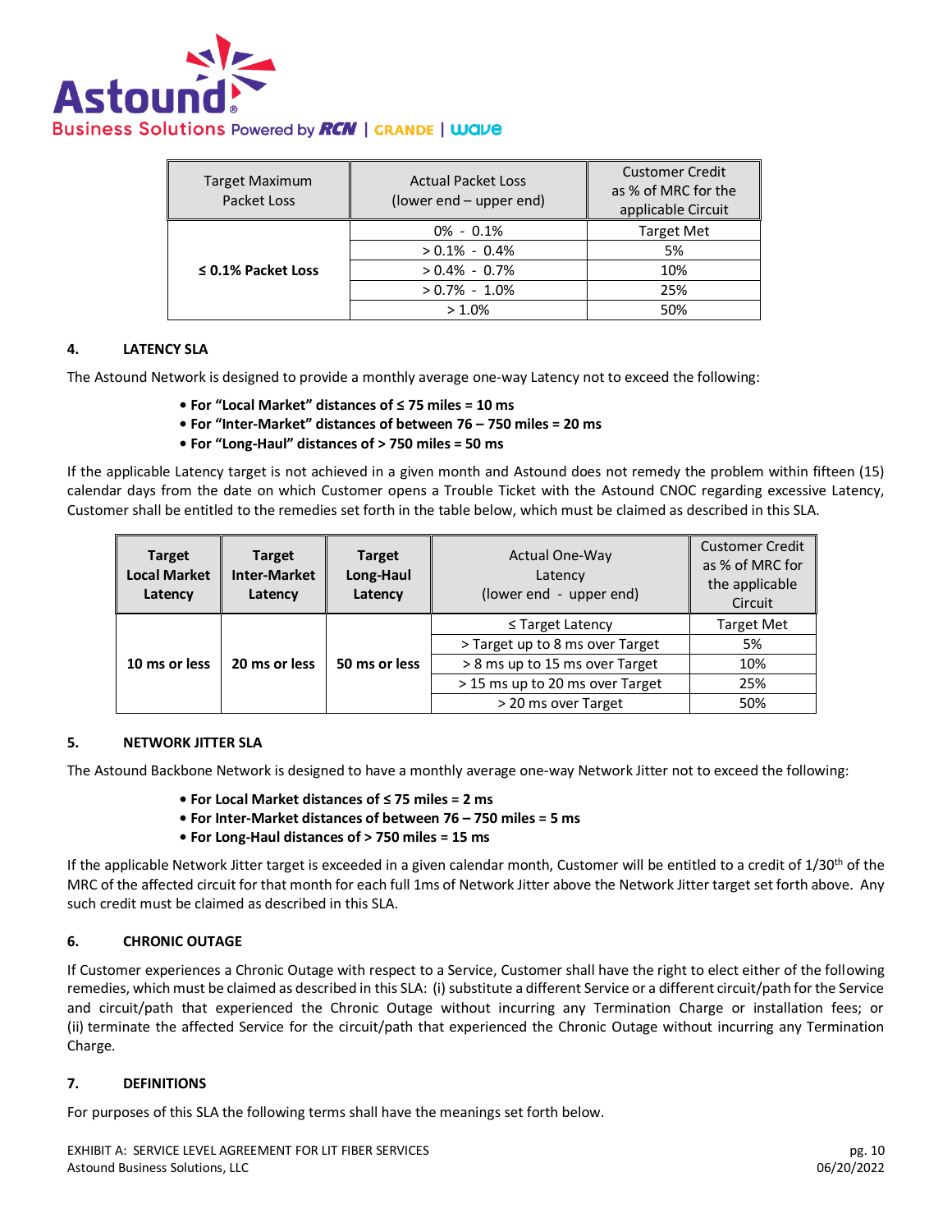| Target Maximum Packet Loss | Actual Packet Loss (lower end – upper end) | Customer Credit as % of MRC for the applicable Circuit |
|---|---|---|
| **≤ 0.1% Packet Loss** | 0% - 0.1% | Target Met |
| | > 0.1% - 0.4% | 5% |
| | > 0.4% - 0.7% | 10% |
| | > 0.7% - 1.0% | 25% |
| | > 1.0% | 50% |

## 4. LATENCY SLA

The Astound Network is designed to provide a monthly average one-way Latency not to exceed the following:

- **For "Local Market" distances of ≤ 75 miles = 10 ms**
- **For "Inter-Market" distances of between 76 – 750 miles = 20 ms**
- **For "Long-Haul" distances of > 750 miles = 50 ms**

If the applicable Latency target is not achieved in a given month and Astound does not remedy the problem within fifteen (15) calendar days from the date on which Customer opens a Trouble Ticket with the Astound CNOC regarding excessive Latency, Customer shall be entitled to the remedies set forth in the table below, which must be claimed as described in this SLA.

| **Target Local Market Latency** | **Target Inter-Market Latency** | **Target Long-Haul Latency** | Actual One-Way Latency (lower end - upper end) | Customer Credit as % of MRC for the applicable Circuit |
|---|---|---|---|---|
| **10 ms or less** | **20 ms or less** | **50 ms or less** | ≤ Target Latency | Target Met |
| | | | > Target up to 8 ms over Target | 5% |
| | | | > 8 ms up to 15 ms over Target | 10% |
| | | | > 15 ms up to 20 ms over Target | 25% |
| | | | > 20 ms over Target | 50% |

## 5. NETWORK JITTER SLA

The Astound Backbone Network is designed to have a monthly average one-way Network Jitter not to exceed the following:

- **For Local Market distances of ≤ 75 miles = 2 ms**
- **For Inter-Market distances of between 76 – 750 miles = 5 ms**
- **For Long-Haul distances of > 750 miles = 15 ms**

If the applicable Network Jitter target is exceeded in a given calendar month, Customer will be entitled to a credit of 1/30th of the MRC of the affected circuit for that month for each full 1ms of Network Jitter above the Network Jitter target set forth above. Any such credit must be claimed as described in this SLA.

## 6. CHRONIC OUTAGE

If Customer experiences a Chronic Outage with respect to a Service, Customer shall have the right to elect either of the following remedies, which must be claimed as described in this SLA: (i) substitute a different Service or a different circuit/path for the Service and circuit/path that experienced the Chronic Outage without incurring any Termination Charge or installation fees; or (ii) terminate the affected Service for the circuit/path that experienced the Chronic Outage without incurring any Termination Charge.

## 7. DEFINITIONS

For purposes of this SLA the following terms shall have the meanings set forth below.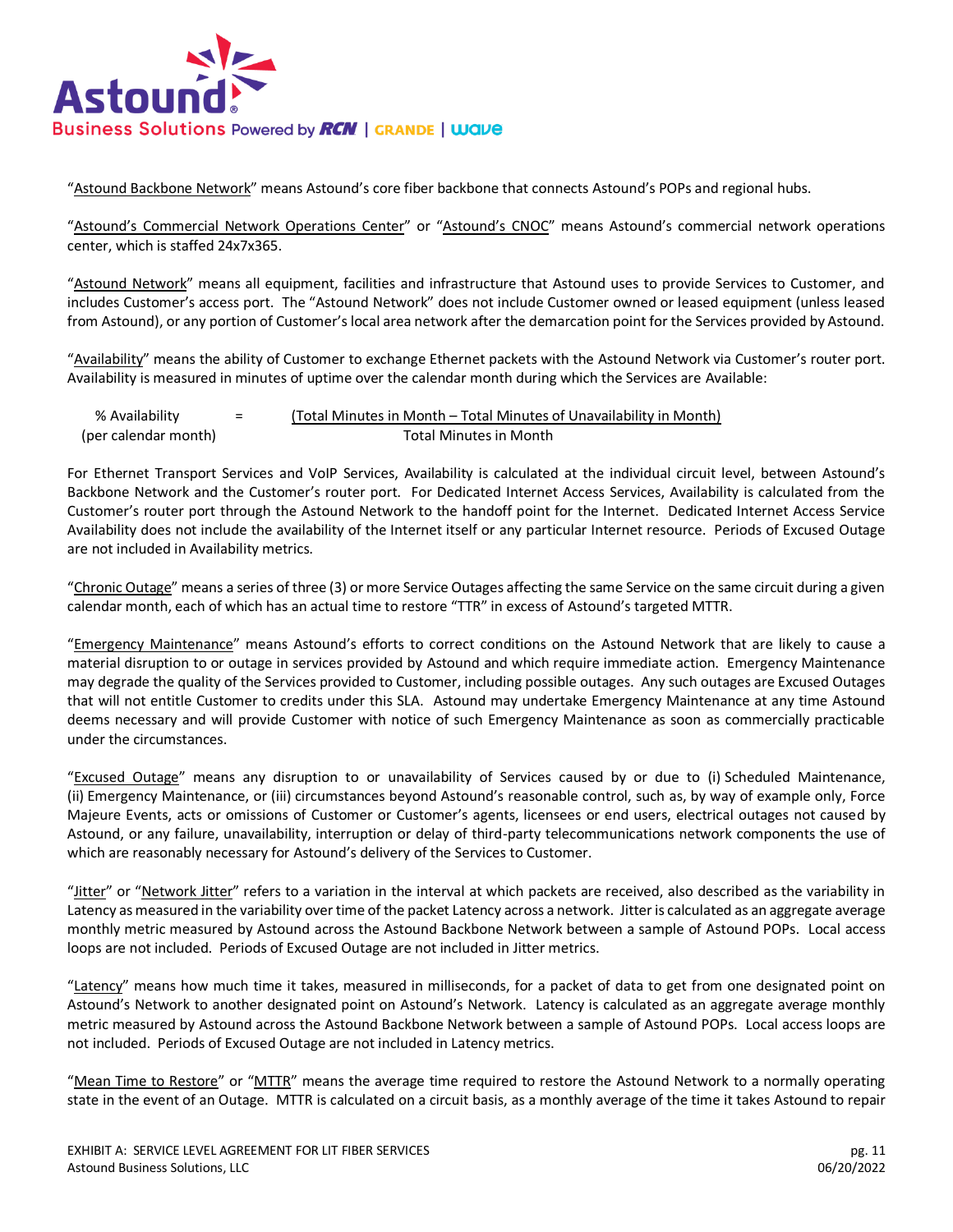"Astound Backbone Network" means Astound's core fiber backbone that connects Astound's POPs and regional hubs.

"Astound's Commercial Network Operations Center" or "Astound's CNOC" means Astound's commercial network operations center, which is staffed 24x7x365.

"Astound Network" means all equipment, facilities and infrastructure that Astound uses to provide Services to Customer, and includes Customer's access port. The "Astound Network" does not include Customer owned or leased equipment (unless leased from Astound), or any portion of Customer's local area network after the demarcation point for the Services provided by Astound.

"Availability" means the ability of Customer to exchange Ethernet packets with the Astound Network via Customer's router port. Availability is measured in minutes of uptime over the calendar month during which the Services are Available:

$$\text{\% Availability (per calendar month)} = \frac{\text{(Total Minutes in Month – Total Minutes of Unavailability in Month)}}{\text{Total Minutes in Month}}$$

For Ethernet Transport Services and VoIP Services, Availability is calculated at the individual circuit level, between Astound's Backbone Network and the Customer's router port. For Dedicated Internet Access Services, Availability is calculated from the Customer's router port through the Astound Network to the handoff point for the Internet. Dedicated Internet Access Service Availability does not include the availability of the Internet itself or any particular Internet resource. Periods of Excused Outage are not included in Availability metrics.

"Chronic Outage" means a series of three (3) or more Service Outages affecting the same Service on the same circuit during a given calendar month, each of which has an actual time to restore "TTR" in excess of Astound's targeted MTTR.

"Emergency Maintenance" means Astound's efforts to correct conditions on the Astound Network that are likely to cause a material disruption to or outage in services provided by Astound and which require immediate action. Emergency Maintenance may degrade the quality of the Services provided to Customer, including possible outages. Any such outages are Excused Outages that will not entitle Customer to credits under this SLA. Astound may undertake Emergency Maintenance at any time Astound deems necessary and will provide Customer with notice of such Emergency Maintenance as soon as commercially practicable under the circumstances.

"Excused Outage" means any disruption to or unavailability of Services caused by or due to (i) Scheduled Maintenance, (ii) Emergency Maintenance, or (iii) circumstances beyond Astound's reasonable control, such as, by way of example only, Force Majeure Events, acts or omissions of Customer or Customer's agents, licensees or end users, electrical outages not caused by Astound, or any failure, unavailability, interruption or delay of third-party telecommunications network components the use of which are reasonably necessary for Astound's delivery of the Services to Customer.

"Jitter" or "Network Jitter" refers to a variation in the interval at which packets are received, also described as the variability in Latency as measured in the variability over time of the packet Latency across a network. Jitter is calculated as an aggregate average monthly metric measured by Astound across the Astound Backbone Network between a sample of Astound POPs. Local access loops are not included. Periods of Excused Outage are not included in Jitter metrics.

"Latency" means how much time it takes, measured in milliseconds, for a packet of data to get from one designated point on Astound's Network to another designated point on Astound's Network. Latency is calculated as an aggregate average monthly metric measured by Astound across the Astound Backbone Network between a sample of Astound POPs. Local access loops are not included. Periods of Excused Outage are not included in Latency metrics.

"Mean Time to Restore" or "MTTR" means the average time required to restore the Astound Network to a normally operating state in the event of an Outage. MTTR is calculated on a circuit basis, as a monthly average of the time it takes Astound to repair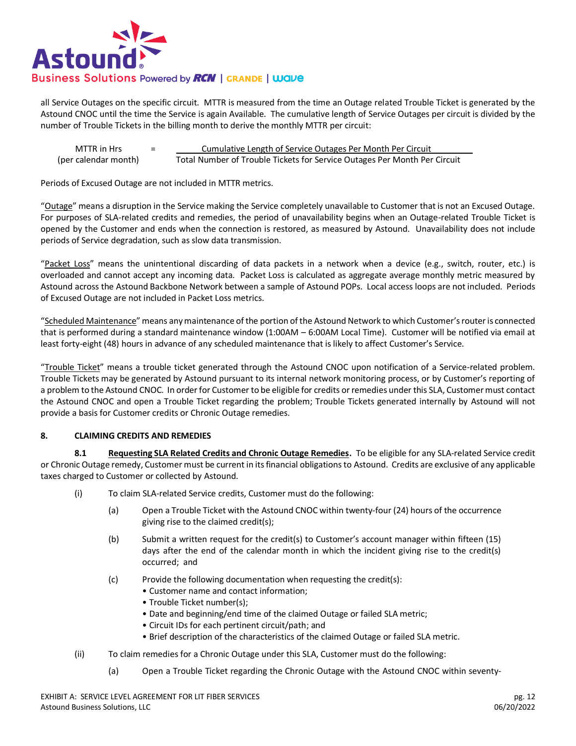all Service Outages on the specific circuit. MTTR is measured from the time an Outage related Trouble Ticket is generated by the Astound CNOC until the time the Service is again Available. The cumulative length of Service Outages per circuit is divided by the number of Trouble Tickets in the billing month to derive the monthly MTTR per circuit:

$$\text{MTTR in Hrs (per calendar month)} = \frac{\text{Cumulative Length of Service Outages Per Month Per Circuit}}{\text{Total Number of Trouble Tickets for Service Outages Per Month Per Circuit}}$$

Periods of Excused Outage are not included in MTTR metrics.

"Outage" means a disruption in the Service making the Service completely unavailable to Customer that is not an Excused Outage. For purposes of SLA-related credits and remedies, the period of unavailability begins when an Outage-related Trouble Ticket is opened by the Customer and ends when the connection is restored, as measured by Astound. Unavailability does not include periods of Service degradation, such as slow data transmission.

"Packet Loss" means the unintentional discarding of data packets in a network when a device (e.g., switch, router, etc.) is overloaded and cannot accept any incoming data. Packet Loss is calculated as aggregate average monthly metric measured by Astound across the Astound Backbone Network between a sample of Astound POPs. Local access loops are not included. Periods of Excused Outage are not included in Packet Loss metrics.

"Scheduled Maintenance" means any maintenance of the portion of the Astound Network to which Customer's router is connected that is performed during a standard maintenance window (1:00AM – 6:00AM Local Time). Customer will be notified via email at least forty-eight (48) hours in advance of any scheduled maintenance that is likely to affect Customer's Service.

"Trouble Ticket" means a trouble ticket generated through the Astound CNOC upon notification of a Service-related problem. Trouble Tickets may be generated by Astound pursuant to its internal network monitoring process, or by Customer's reporting of a problem to the Astound CNOC. In order for Customer to be eligible for credits or remedies under this SLA, Customer must contact the Astound CNOC and open a Trouble Ticket regarding the problem; Trouble Tickets generated internally by Astound will not provide a basis for Customer credits or Chronic Outage remedies.

## 8. CLAIMING CREDITS AND REMEDIES

**8.1 Requesting SLA Related Credits and Chronic Outage Remedies.** To be eligible for any SLA-related Service credit or Chronic Outage remedy, Customer must be current in its financial obligations to Astound. Credits are exclusive of any applicable taxes charged to Customer or collected by Astound.

(i) To claim SLA-related Service credits, Customer must do the following:

  (a) Open a Trouble Ticket with the Astound CNOC within twenty-four (24) hours of the occurrence giving rise to the claimed credit(s);

  (b) Submit a written request for the credit(s) to Customer's account manager within fifteen (15) days after the end of the calendar month in which the incident giving rise to the credit(s) occurred; and

  (c) Provide the following documentation when requesting the credit(s):
  - Customer name and contact information;
  - Trouble Ticket number(s);
  - Date and beginning/end time of the claimed Outage or failed SLA metric;
  - Circuit IDs for each pertinent circuit/path; and
  - Brief description of the characteristics of the claimed Outage or failed SLA metric.

(ii) To claim remedies for a Chronic Outage under this SLA, Customer must do the following:

  (a) Open a Trouble Ticket regarding the Chronic Outage with the Astound CNOC within seventy-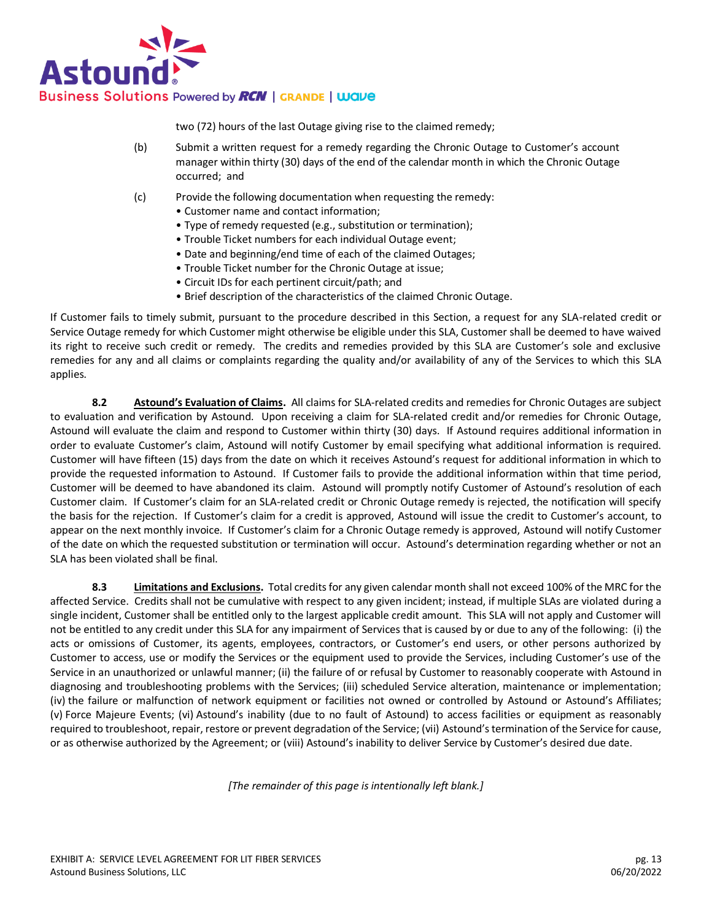two (72) hours of the last Outage giving rise to the claimed remedy;

(b) Submit a written request for a remedy regarding the Chronic Outage to Customer's account manager within thirty (30) days of the end of the calendar month in which the Chronic Outage occurred; and

(c) Provide the following documentation when requesting the remedy:
- Customer name and contact information;
- Type of remedy requested (e.g., substitution or termination);
- Trouble Ticket numbers for each individual Outage event;
- Date and beginning/end time of each of the claimed Outages;
- Trouble Ticket number for the Chronic Outage at issue;
- Circuit IDs for each pertinent circuit/path; and
- Brief description of the characteristics of the claimed Chronic Outage.

If Customer fails to timely submit, pursuant to the procedure described in this Section, a request for any SLA-related credit or Service Outage remedy for which Customer might otherwise be eligible under this SLA, Customer shall be deemed to have waived its right to receive such credit or remedy. The credits and remedies provided by this SLA are Customer's sole and exclusive remedies for any and all claims or complaints regarding the quality and/or availability of any of the Services to which this SLA applies.

**8.2 Astound's Evaluation of Claims.** All claims for SLA-related credits and remedies for Chronic Outages are subject to evaluation and verification by Astound. Upon receiving a claim for SLA-related credit and/or remedies for Chronic Outage, Astound will evaluate the claim and respond to Customer within thirty (30) days. If Astound requires additional information in order to evaluate Customer's claim, Astound will notify Customer by email specifying what additional information is required. Customer will have fifteen (15) days from the date on which it receives Astound's request for additional information in which to provide the requested information to Astound. If Customer fails to provide the additional information within that time period, Customer will be deemed to have abandoned its claim. Astound will promptly notify Customer of Astound's resolution of each Customer claim. If Customer's claim for an SLA-related credit or Chronic Outage remedy is rejected, the notification will specify the basis for the rejection. If Customer's claim for a credit is approved, Astound will issue the credit to Customer's account, to appear on the next monthly invoice. If Customer's claim for a Chronic Outage remedy is approved, Astound will notify Customer of the date on which the requested substitution or termination will occur. Astound's determination regarding whether or not an SLA has been violated shall be final.

**8.3 Limitations and Exclusions.** Total credits for any given calendar month shall not exceed 100% of the MRC for the affected Service. Credits shall not be cumulative with respect to any given incident; instead, if multiple SLAs are violated during a single incident, Customer shall be entitled only to the largest applicable credit amount. This SLA will not apply and Customer will not be entitled to any credit under this SLA for any impairment of Services that is caused by or due to any of the following: (i) the acts or omissions of Customer, its agents, employees, contractors, or Customer's end users, or other persons authorized by Customer to access, use or modify the Services or the equipment used to provide the Services, including Customer's use of the Service in an unauthorized or unlawful manner; (ii) the failure of or refusal by Customer to reasonably cooperate with Astound in diagnosing and troubleshooting problems with the Services; (iii) scheduled Service alteration, maintenance or implementation; (iv) the failure or malfunction of network equipment or facilities not owned or controlled by Astound or Astound's Affiliates; (v) Force Majeure Events; (vi) Astound's inability (due to no fault of Astound) to access facilities or equipment as reasonably required to troubleshoot, repair, restore or prevent degradation of the Service; (vii) Astound's termination of the Service for cause, or as otherwise authorized by the Agreement; or (viii) Astound's inability to deliver Service by Customer's desired due date.

*[The remainder of this page is intentionally left blank.]*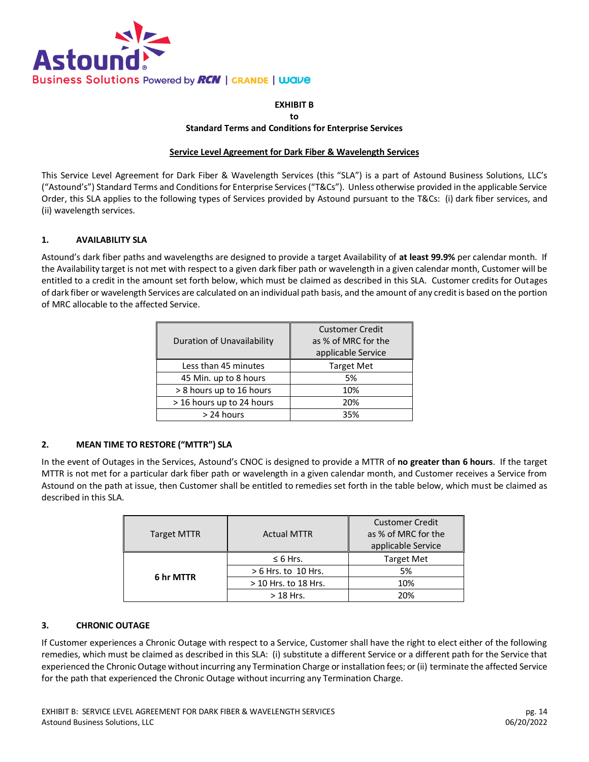**EXHIBIT B**
**to**
**Standard Terms and Conditions for Enterprise Services**

**Service Level Agreement for Dark Fiber & Wavelength Services**

This Service Level Agreement for Dark Fiber & Wavelength Services (this "SLA") is a part of Astound Business Solutions, LLC's ("Astound's") Standard Terms and Conditions for Enterprise Services ("T&Cs"). Unless otherwise provided in the applicable Service Order, this SLA applies to the following types of Services provided by Astound pursuant to the T&Cs: (i) dark fiber services, and (ii) wavelength services.

## 1. AVAILABILITY SLA

Astound's dark fiber paths and wavelengths are designed to provide a target Availability of **at least 99.9%** per calendar month. If the Availability target is not met with respect to a given dark fiber path or wavelength in a given calendar month, Customer will be entitled to a credit in the amount set forth below, which must be claimed as described in this SLA. Customer credits for Outages of dark fiber or wavelength Services are calculated on an individual path basis, and the amount of any credit is based on the portion of MRC allocable to the affected Service.

| Duration of Unavailability | Customer Credit as % of MRC for the applicable Service |
|---|---|
| Less than 45 minutes | Target Met |
| 45 Min. up to 8 hours | 5% |
| > 8 hours up to 16 hours | 10% |
| > 16 hours up to 24 hours | 20% |
| > 24 hours | 35% |

## 2. MEAN TIME TO RESTORE ("MTTR") SLA

In the event of Outages in the Services, Astound's CNOC is designed to provide a MTTR of **no greater than 6 hours**. If the target MTTR is not met for a particular dark fiber path or wavelength in a given calendar month, and Customer receives a Service from Astound on the path at issue, then Customer shall be entitled to remedies set forth in the table below, which must be claimed as described in this SLA.

| Target MTTR | Actual MTTR | Customer Credit as % of MRC for the applicable Service |
|---|---|---|
| **6 hr MTTR** | ≤ 6 Hrs. | Target Met |
| | > 6 Hrs. to 10 Hrs. | 5% |
| | > 10 Hrs. to 18 Hrs. | 10% |
| | > 18 Hrs. | 20% |

## 3. CHRONIC OUTAGE

If Customer experiences a Chronic Outage with respect to a Service, Customer shall have the right to elect either of the following remedies, which must be claimed as described in this SLA: (i) substitute a different Service or a different path for the Service that experienced the Chronic Outage without incurring any Termination Charge or installation fees; or (ii) terminate the affected Service for the path that experienced the Chronic Outage without incurring any Termination Charge.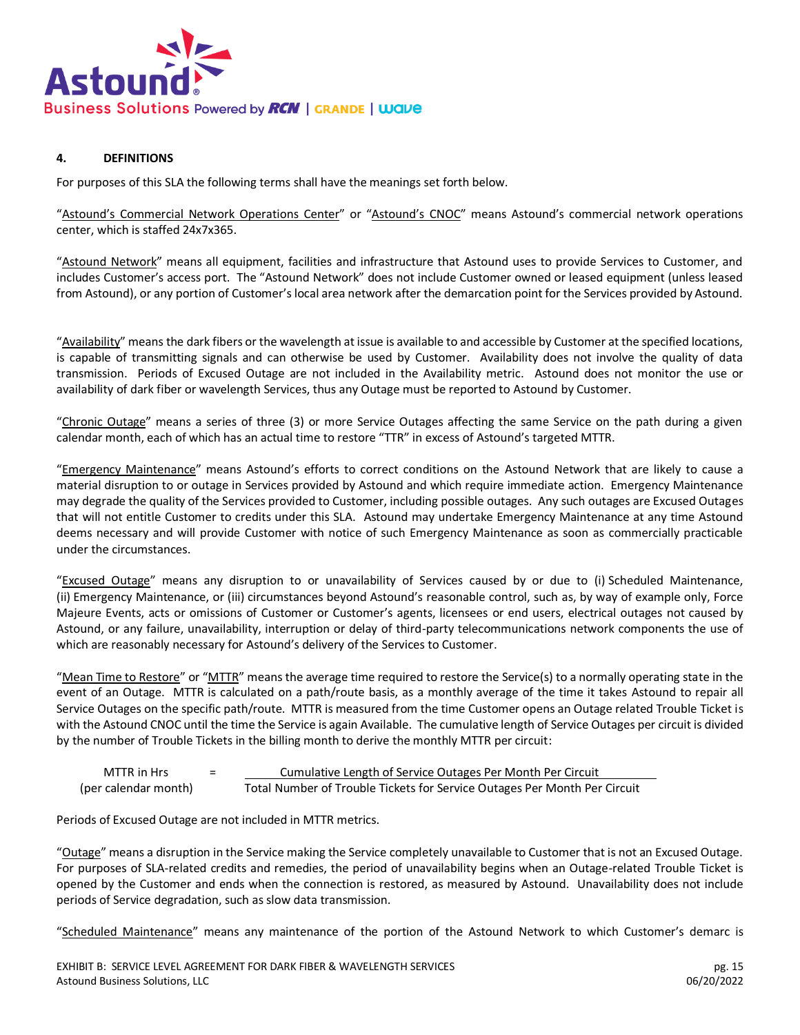## 4. DEFINITIONS

For purposes of this SLA the following terms shall have the meanings set forth below.

"Astound's Commercial Network Operations Center" or "Astound's CNOC" means Astound's commercial network operations center, which is staffed 24x7x365.

"Astound Network" means all equipment, facilities and infrastructure that Astound uses to provide Services to Customer, and includes Customer's access port. The "Astound Network" does not include Customer owned or leased equipment (unless leased from Astound), or any portion of Customer's local area network after the demarcation point for the Services provided by Astound.

"Availability" means the dark fibers or the wavelength at issue is available to and accessible by Customer at the specified locations, is capable of transmitting signals and can otherwise be used by Customer. Availability does not involve the quality of data transmission. Periods of Excused Outage are not included in the Availability metric. Astound does not monitor the use or availability of dark fiber or wavelength Services, thus any Outage must be reported to Astound by Customer.

"Chronic Outage" means a series of three (3) or more Service Outages affecting the same Service on the path during a given calendar month, each of which has an actual time to restore "TTR" in excess of Astound's targeted MTTR.

"Emergency Maintenance" means Astound's efforts to correct conditions on the Astound Network that are likely to cause a material disruption to or outage in Services provided by Astound and which require immediate action. Emergency Maintenance may degrade the quality of the Services provided to Customer, including possible outages. Any such outages are Excused Outages that will not entitle Customer to credits under this SLA. Astound may undertake Emergency Maintenance at any time Astound deems necessary and will provide Customer with notice of such Emergency Maintenance as soon as commercially practicable under the circumstances.

"Excused Outage" means any disruption to or unavailability of Services caused by or due to (i) Scheduled Maintenance, (ii) Emergency Maintenance, or (iii) circumstances beyond Astound's reasonable control, such as, by way of example only, Force Majeure Events, acts or omissions of Customer or Customer's agents, licensees or end users, electrical outages not caused by Astound, or any failure, unavailability, interruption or delay of third-party telecommunications network components the use of which are reasonably necessary for Astound's delivery of the Services to Customer.

"Mean Time to Restore" or "MTTR" means the average time required to restore the Service(s) to a normally operating state in the event of an Outage. MTTR is calculated on a path/route basis, as a monthly average of the time it takes Astound to repair all Service Outages on the specific path/route. MTTR is measured from the time Customer opens an Outage related Trouble Ticket is with the Astound CNOC until the time the Service is again Available. The cumulative length of Service Outages per circuit is divided by the number of Trouble Tickets in the billing month to derive the monthly MTTR per circuit:

$$\text{MTTR in Hrs (per calendar month)} = \frac{\text{Cumulative Length of Service Outages Per Month Per Circuit}}{\text{Total Number of Trouble Tickets for Service Outages Per Month Per Circuit}}$$

Periods of Excused Outage are not included in MTTR metrics.

"Outage" means a disruption in the Service making the Service completely unavailable to Customer that is not an Excused Outage. For purposes of SLA-related credits and remedies, the period of unavailability begins when an Outage-related Trouble Ticket is opened by the Customer and ends when the connection is restored, as measured by Astound. Unavailability does not include periods of Service degradation, such as slow data transmission.

"Scheduled Maintenance" means any maintenance of the portion of the Astound Network to which Customer's demarc is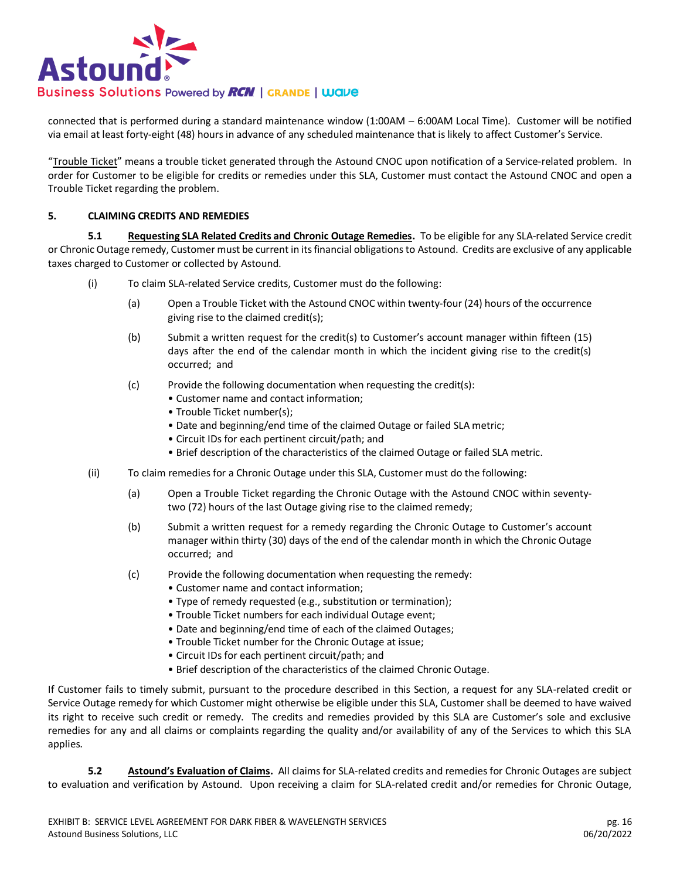connected that is performed during a standard maintenance window (1:00AM – 6:00AM Local Time). Customer will be notified via email at least forty-eight (48) hours in advance of any scheduled maintenance that is likely to affect Customer's Service.

"Trouble Ticket" means a trouble ticket generated through the Astound CNOC upon notification of a Service-related problem. In order for Customer to be eligible for credits or remedies under this SLA, Customer must contact the Astound CNOC and open a Trouble Ticket regarding the problem.

## 5. CLAIMING CREDITS AND REMEDIES

**5.1 Requesting SLA Related Credits and Chronic Outage Remedies.** To be eligible for any SLA-related Service credit or Chronic Outage remedy, Customer must be current in its financial obligations to Astound. Credits are exclusive of any applicable taxes charged to Customer or collected by Astound.

(i) To claim SLA-related Service credits, Customer must do the following:

(a) Open a Trouble Ticket with the Astound CNOC within twenty-four (24) hours of the occurrence giving rise to the claimed credit(s);

(b) Submit a written request for the credit(s) to Customer's account manager within fifteen (15) days after the end of the calendar month in which the incident giving rise to the credit(s) occurred; and

(c) Provide the following documentation when requesting the credit(s):
- Customer name and contact information;
- Trouble Ticket number(s);
- Date and beginning/end time of the claimed Outage or failed SLA metric;
- Circuit IDs for each pertinent circuit/path; and
- Brief description of the characteristics of the claimed Outage or failed SLA metric.

(ii) To claim remedies for a Chronic Outage under this SLA, Customer must do the following:

(a) Open a Trouble Ticket regarding the Chronic Outage with the Astound CNOC within seventy-two (72) hours of the last Outage giving rise to the claimed remedy;

(b) Submit a written request for a remedy regarding the Chronic Outage to Customer's account manager within thirty (30) days of the end of the calendar month in which the Chronic Outage occurred; and

(c) Provide the following documentation when requesting the remedy:
- Customer name and contact information;
- Type of remedy requested (e.g., substitution or termination);
- Trouble Ticket numbers for each individual Outage event;
- Date and beginning/end time of each of the claimed Outages;
- Trouble Ticket number for the Chronic Outage at issue;
- Circuit IDs for each pertinent circuit/path; and
- Brief description of the characteristics of the claimed Chronic Outage.

If Customer fails to timely submit, pursuant to the procedure described in this Section, a request for any SLA-related credit or Service Outage remedy for which Customer might otherwise be eligible under this SLA, Customer shall be deemed to have waived its right to receive such credit or remedy. The credits and remedies provided by this SLA are Customer's sole and exclusive remedies for any and all claims or complaints regarding the quality and/or availability of any of the Services to which this SLA applies.

**5.2 Astound's Evaluation of Claims.** All claims for SLA-related credits and remedies for Chronic Outages are subject to evaluation and verification by Astound. Upon receiving a claim for SLA-related credit and/or remedies for Chronic Outage,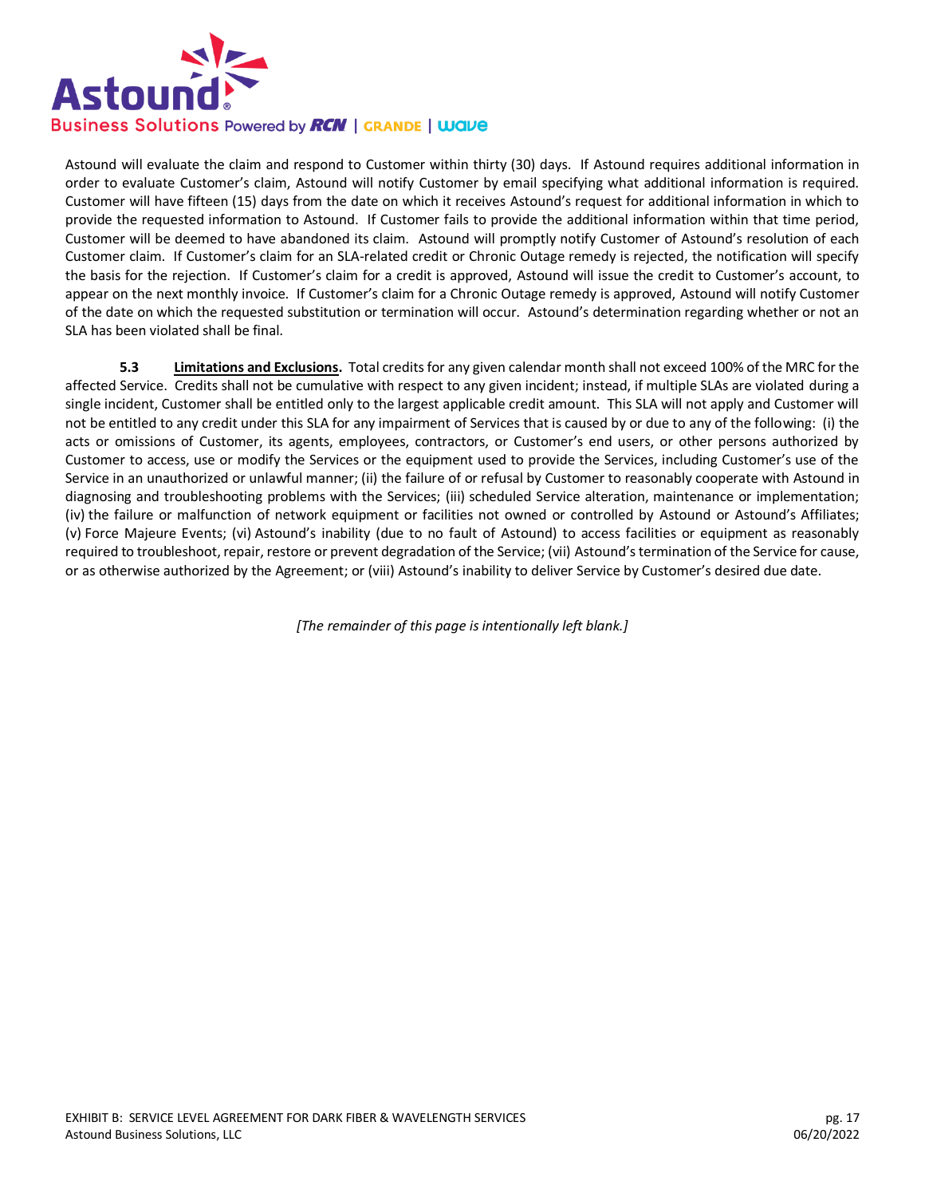Astound will evaluate the claim and respond to Customer within thirty (30) days. If Astound requires additional information in order to evaluate Customer's claim, Astound will notify Customer by email specifying what additional information is required. Customer will have fifteen (15) days from the date on which it receives Astound's request for additional information in which to provide the requested information to Astound. If Customer fails to provide the additional information within that time period, Customer will be deemed to have abandoned its claim. Astound will promptly notify Customer of Astound's resolution of each Customer claim. If Customer's claim for an SLA-related credit or Chronic Outage remedy is rejected, the notification will specify the basis for the rejection. If Customer's claim for a credit is approved, Astound will issue the credit to Customer's account, to appear on the next monthly invoice. If Customer's claim for a Chronic Outage remedy is approved, Astound will notify Customer of the date on which the requested substitution or termination will occur. Astound's determination regarding whether or not an SLA has been violated shall be final.

**5.3 <u>Limitations and Exclusions</u>.** Total credits for any given calendar month shall not exceed 100% of the MRC for the affected Service. Credits shall not be cumulative with respect to any given incident; instead, if multiple SLAs are violated during a single incident, Customer shall be entitled only to the largest applicable credit amount. This SLA will not apply and Customer will not be entitled to any credit under this SLA for any impairment of Services that is caused by or due to any of the following: (i) the acts or omissions of Customer, its agents, employees, contractors, or Customer's end users, or other persons authorized by Customer to access, use or modify the Services or the equipment used to provide the Services, including Customer's use of the Service in an unauthorized or unlawful manner; (ii) the failure of or refusal by Customer to reasonably cooperate with Astound in diagnosing and troubleshooting problems with the Services; (iii) scheduled Service alteration, maintenance or implementation; (iv) the failure or malfunction of network equipment or facilities not owned or controlled by Astound or Astound's Affiliates; (v) Force Majeure Events; (vi) Astound's inability (due to no fault of Astound) to access facilities or equipment as reasonably required to troubleshoot, repair, restore or prevent degradation of the Service; (vii) Astound's termination of the Service for cause, or as otherwise authorized by the Agreement; or (viii) Astound's inability to deliver Service by Customer's desired due date.

*[The remainder of this page is intentionally left blank.]*